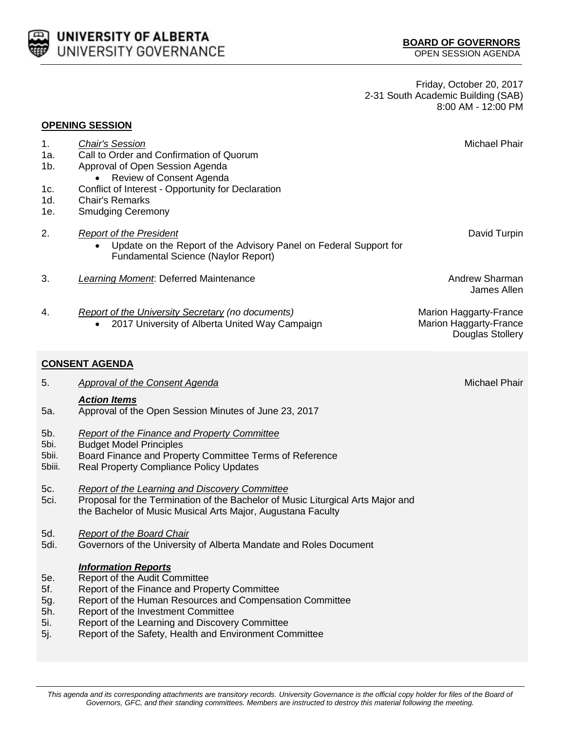**UNIVERSITY OF ALBERTA**
UNIVERSITY GOVERNANCE

**BOARD OF GOVERNORS**
OPEN SESSION AGENDA

Friday, October 20, 2017
2-31 South Academic Building (SAB)
8:00 AM - 12:00 PM

## OPENING SESSION

1. *Chair's Session* — Michael Phair
   - 1a. Call to Order and Confirmation of Quorum
   - 1b. Approval of Open Session Agenda
     - Review of Consent Agenda
   - 1c. Conflict of Interest - Opportunity for Declaration
   - 1d. Chair's Remarks
   - 1e. Smudging Ceremony

2. *Report of the President* — David Turpin
   - Update on the Report of the Advisory Panel on Federal Support for Fundamental Science (Naylor Report)

3. *Learning Moment*: Deferred Maintenance — Andrew Sharman, James Allen

4. *Report of the University Secretary (no documents)* — Marion Haggarty-France
   - 2017 University of Alberta United Way Campaign — Marion Haggarty-France, Douglas Stollery

## CONSENT AGENDA

5. *Approval of the Consent Agenda* — Michael Phair

***Action Items***

- 5a. Approval of the Open Session Minutes of June 23, 2017
- 5b. *Report of the Finance and Property Committee*
  - 5bi. Budget Model Principles
  - 5bii. Board Finance and Property Committee Terms of Reference
  - 5biii. Real Property Compliance Policy Updates
- 5c. *Report of the Learning and Discovery Committee*
  - 5ci. Proposal for the Termination of the Bachelor of Music Liturgical Arts Major and the Bachelor of Music Musical Arts Major, Augustana Faculty
- 5d. *Report of the Board Chair*
  - 5di. Governors of the University of Alberta Mandate and Roles Document

***Information Reports***

- 5e. Report of the Audit Committee
- 5f. Report of the Finance and Property Committee
- 5g. Report of the Human Resources and Compensation Committee
- 5h. Report of the Investment Committee
- 5i. Report of the Learning and Discovery Committee
- 5j. Report of the Safety, Health and Environment Committee

*This agenda and its corresponding attachments are transitory records. University Governance is the official copy holder for files of the Board of Governors, GFC, and their standing committees. Members are instructed to destroy this material following the meeting.*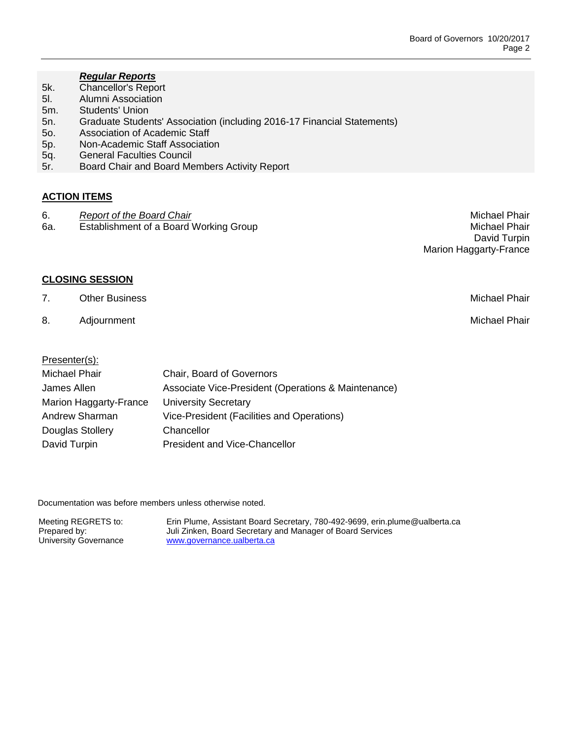***Regular Reports***

5k. Chancellor's Report
5l. Alumni Association
5m. Students' Union
5n. Graduate Students' Association (including 2016-17 Financial Statements)
5o. Association of Academic Staff
5p. Non-Academic Staff Association
5q. General Faculties Council
5r. Board Chair and Board Members Activity Report

## ACTION ITEMS

6. *Report of the Board Chair* — Michael Phair
6a. Establishment of a Board Working Group — Michael Phair, David Turpin, Marion Haggarty-France

## CLOSING SESSION

7. Other Business — Michael Phair

8. Adjournment — Michael Phair

Presenter(s):

| | |
|---|---|
| Michael Phair | Chair, Board of Governors |
| James Allen | Associate Vice-President (Operations & Maintenance) |
| Marion Haggarty-France | University Secretary |
| Andrew Sharman | Vice-President (Facilities and Operations) |
| Douglas Stollery | Chancellor |
| David Turpin | President and Vice-Chancellor |

Documentation was before members unless otherwise noted.

| | |
|---|---|
| Meeting REGRETS to: | Erin Plume, Assistant Board Secretary, 780-492-9699, erin.plume@ualberta.ca |
| Prepared by: | Juli Zinken, Board Secretary and Manager of Board Services |
| University Governance | www.governance.ualberta.ca |